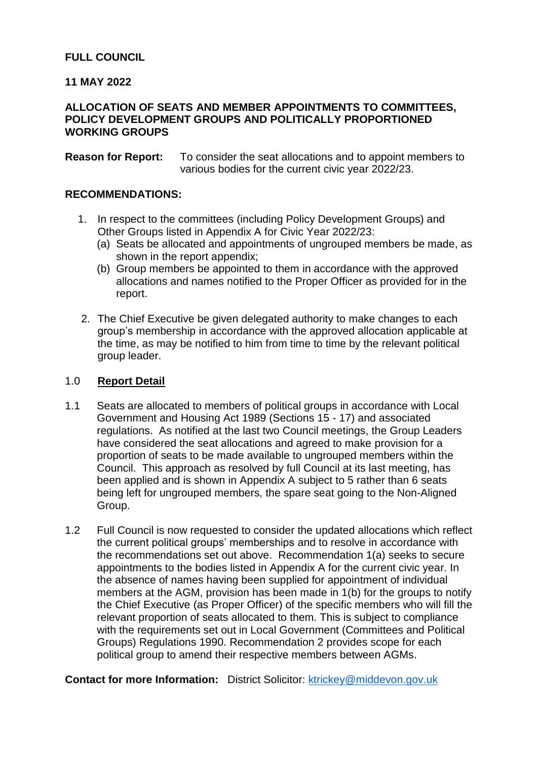**FULL COUNCIL**

**11 MAY 2022**

**ALLOCATION OF SEATS AND MEMBER APPOINTMENTS TO COMMITTEES, POLICY DEVELOPMENT GROUPS AND POLITICALLY PROPORTIONED WORKING GROUPS**

**Reason for Report:** To consider the seat allocations and to appoint members to various bodies for the current civic year 2022/23.

**RECOMMENDATIONS:**

1. In respect to the committees (including Policy Development Groups) and Other Groups listed in Appendix A for Civic Year 2022/23:
   (a) Seats be allocated and appointments of ungrouped members be made, as shown in the report appendix;
   (b) Group members be appointed to them in accordance with the approved allocations and names notified to the Proper Officer as provided for in the report.

2. The Chief Executive be given delegated authority to make changes to each group's membership in accordance with the approved allocation applicable at the time, as may be notified to him from time to time by the relevant political group leader.

## 1.0 Report Detail

1.1 Seats are allocated to members of political groups in accordance with Local Government and Housing Act 1989 (Sections 15 - 17) and associated regulations. As notified at the last two Council meetings, the Group Leaders have considered the seat allocations and agreed to make provision for a proportion of seats to be made available to ungrouped members within the Council. This approach as resolved by full Council at its last meeting, has been applied and is shown in Appendix A subject to 5 rather than 6 seats being left for ungrouped members, the spare seat going to the Non-Aligned Group.

1.2 Full Council is now requested to consider the updated allocations which reflect the current political groups' memberships and to resolve in accordance with the recommendations set out above. Recommendation 1(a) seeks to secure appointments to the bodies listed in Appendix A for the current civic year. In the absence of names having been supplied for appointment of individual members at the AGM, provision has been made in 1(b) for the groups to notify the Chief Executive (as Proper Officer) of the specific members who will fill the relevant proportion of seats allocated to them. This is subject to compliance with the requirements set out in Local Government (Committees and Political Groups) Regulations 1990. Recommendation 2 provides scope for each political group to amend their respective members between AGMs.

**Contact for more Information:** District Solicitor: ktrickey@middevon.gov.uk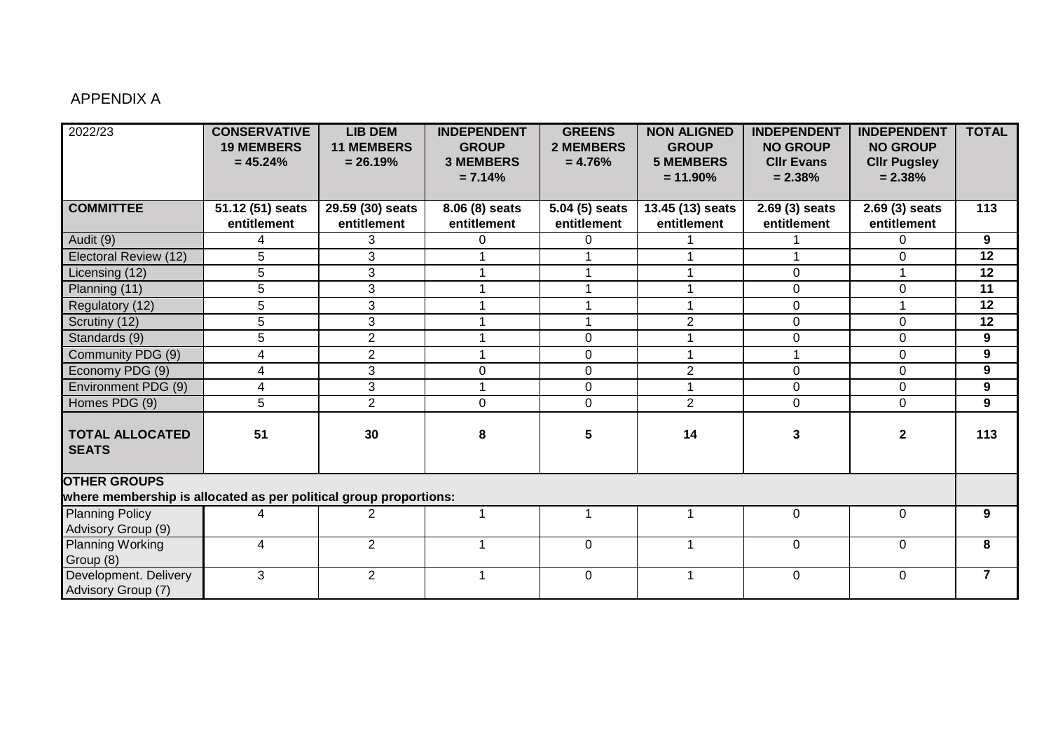APPENDIX A

| 2022/23 | CONSERVATIVE 19 MEMBERS = 45.24% | LIB DEM 11 MEMBERS = 26.19% | INDEPENDENT GROUP 3 MEMBERS = 7.14% | GREENS 2 MEMBERS = 4.76% | NON ALIGNED GROUP 5 MEMBERS = 11.90% | INDEPENDENT NO GROUP Cllr Evans = 2.38% | INDEPENDENT NO GROUP Cllr Pugsley = 2.38% | TOTAL |
|---|---|---|---|---|---|---|---|---|
| **COMMITTEE** | **51.12 (51) seats entitlement** | **29.59 (30) seats entitlement** | **8.06 (8) seats entitlement** | **5.04 (5) seats entitlement** | **13.45 (13) seats entitlement** | **2.69 (3) seats entitlement** | **2.69 (3) seats entitlement** | **113** |
| Audit (9) | 4 | 3 | 0 | 0 | 1 | 1 | 0 | **9** |
| Electoral Review (12) | 5 | 3 | 1 | 1 | 1 | 1 | 0 | **12** |
| Licensing (12) | 5 | 3 | 1 | 1 | 1 | 0 | 1 | **12** |
| Planning (11) | 5 | 3 | 1 | 1 | 1 | 0 | 0 | **11** |
| Regulatory (12) | 5 | 3 | 1 | 1 | 1 | 0 | 1 | **12** |
| Scrutiny (12) | 5 | 3 | 1 | 1 | 2 | 0 | 0 | **12** |
| Standards (9) | 5 | 2 | 1 | 0 | 1 | 0 | 0 | **9** |
| Community PDG (9) | 4 | 2 | 1 | 0 | 1 | 1 | 0 | **9** |
| Economy PDG (9) | 4 | 3 | 0 | 0 | 2 | 0 | 0 | **9** |
| Environment PDG (9) | 4 | 3 | 1 | 0 | 1 | 0 | 0 | **9** |
| Homes PDG (9) | 5 | 2 | 0 | 0 | 2 | 0 | 0 | **9** |
| **TOTAL ALLOCATED SEATS** | **51** | **30** | **8** | **5** | **14** | **3** | **2** | **113** |
| **OTHER GROUPS where membership is allocated as per political group proportions:** | | | | | | | | |
| Planning Policy Advisory Group (9) | 4 | 2 | 1 | 1 | 1 | 0 | 0 | **9** |
| Planning Working Group (8) | 4 | 2 | 1 | 0 | 1 | 0 | 0 | **8** |
| Development. Delivery Advisory Group (7) | 3 | 2 | 1 | 0 | 1 | 0 | 0 | **7** |